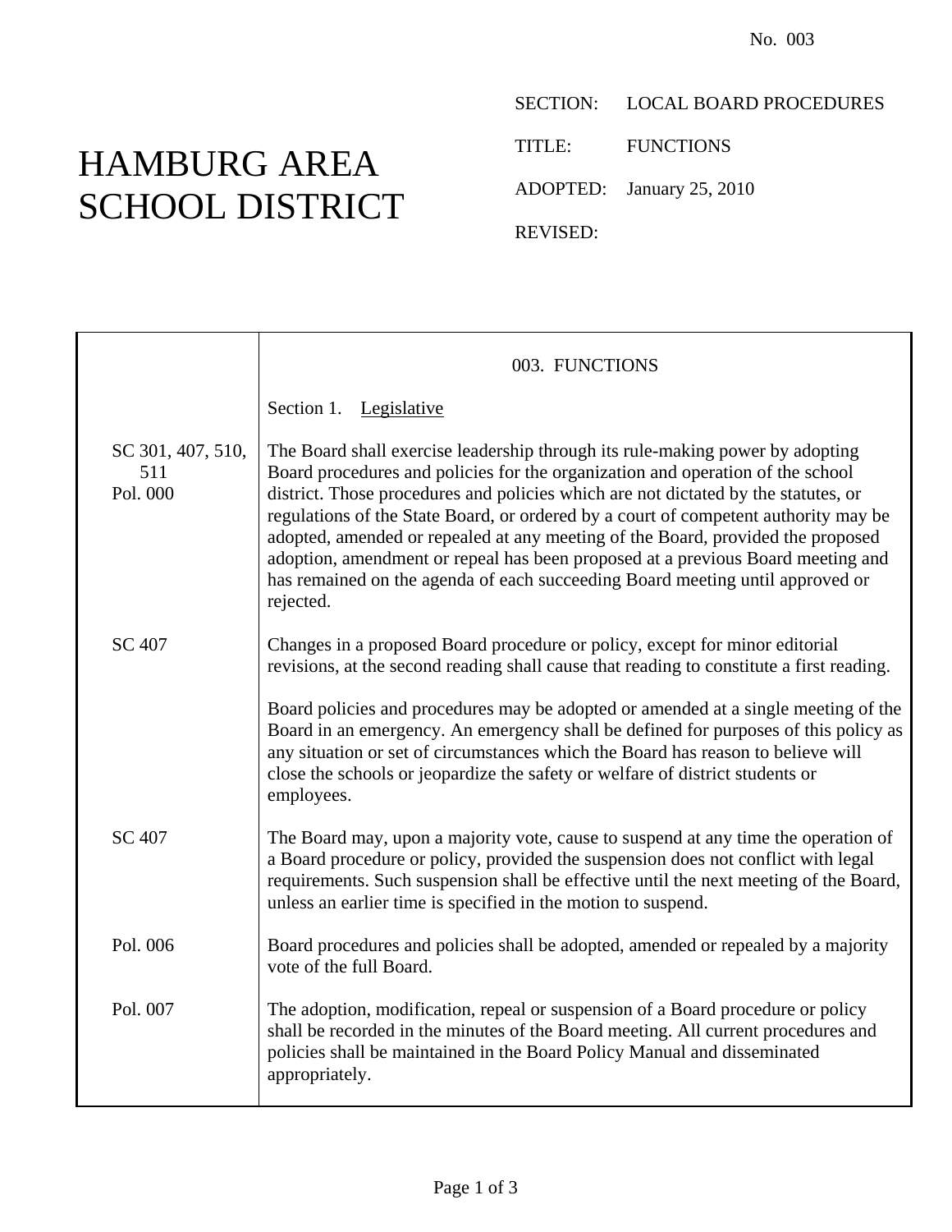No. 003

# HAMBURG AREA SCHOOL DISTRICT

SECTION: LOCAL BOARD PROCEDURES

TITLE: FUNCTIONS

ADOPTED: January 25, 2010

REVISED:

| | |
|---|---|
| | 003. FUNCTIONS |
| | Section 1. Legislative |
| SC 301, 407, 510, 511<br>Pol. 000 | The Board shall exercise leadership through its rule-making power by adopting Board procedures and policies for the organization and operation of the school district. Those procedures and policies which are not dictated by the statutes, or regulations of the State Board, or ordered by a court of competent authority may be adopted, amended or repealed at any meeting of the Board, provided the proposed adoption, amendment or repeal has been proposed at a previous Board meeting and has remained on the agenda of each succeeding Board meeting until approved or rejected. |
| SC 407 | Changes in a proposed Board procedure or policy, except for minor editorial revisions, at the second reading shall cause that reading to constitute a first reading. |
| | Board policies and procedures may be adopted or amended at a single meeting of the Board in an emergency. An emergency shall be defined for purposes of this policy as any situation or set of circumstances which the Board has reason to believe will close the schools or jeopardize the safety or welfare of district students or employees. |
| SC 407 | The Board may, upon a majority vote, cause to suspend at any time the operation of a Board procedure or policy, provided the suspension does not conflict with legal requirements. Such suspension shall be effective until the next meeting of the Board, unless an earlier time is specified in the motion to suspend. |
| Pol. 006 | Board procedures and policies shall be adopted, amended or repealed by a majority vote of the full Board. |
| Pol. 007 | The adoption, modification, repeal or suspension of a Board procedure or policy shall be recorded in the minutes of the Board meeting. All current procedures and policies shall be maintained in the Board Policy Manual and disseminated appropriately. |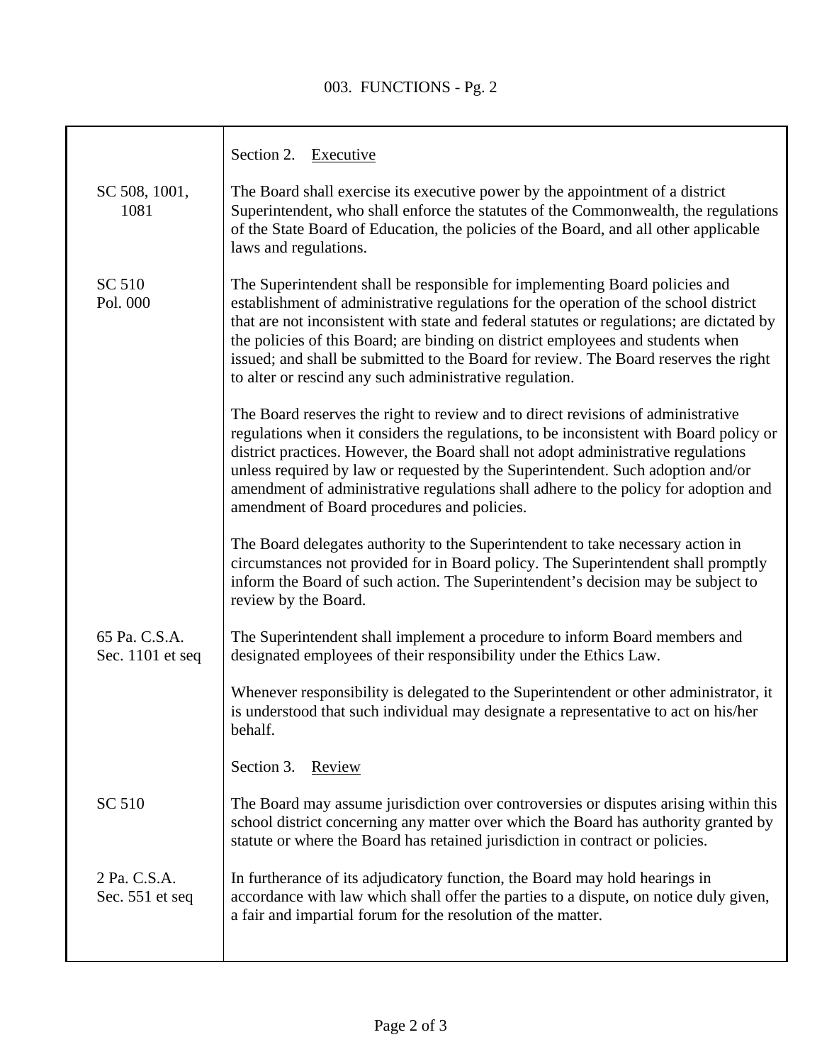003. FUNCTIONS - Pg. 2

| | |
|---|---|
| | Section 2. Executive |
| SC 508, 1001, 1081 | The Board shall exercise its executive power by the appointment of a district Superintendent, who shall enforce the statutes of the Commonwealth, the regulations of the State Board of Education, the policies of the Board, and all other applicable laws and regulations. |
| SC 510<br>Pol. 000 | The Superintendent shall be responsible for implementing Board policies and establishment of administrative regulations for the operation of the school district that are not inconsistent with state and federal statutes or regulations; are dictated by the policies of this Board; are binding on district employees and students when issued; and shall be submitted to the Board for review. The Board reserves the right to alter or rescind any such administrative regulation. |
| | The Board reserves the right to review and to direct revisions of administrative regulations when it considers the regulations, to be inconsistent with Board policy or district practices. However, the Board shall not adopt administrative regulations unless required by law or requested by the Superintendent. Such adoption and/or amendment of administrative regulations shall adhere to the policy for adoption and amendment of Board procedures and policies. |
| | The Board delegates authority to the Superintendent to take necessary action in circumstances not provided for in Board policy. The Superintendent shall promptly inform the Board of such action. The Superintendent's decision may be subject to review by the Board. |
| 65 Pa. C.S.A. Sec. 1101 et seq | The Superintendent shall implement a procedure to inform Board members and designated employees of their responsibility under the Ethics Law. |
| | Whenever responsibility is delegated to the Superintendent or other administrator, it is understood that such individual may designate a representative to act on his/her behalf. |
| | Section 3. Review |
| SC 510 | The Board may assume jurisdiction over controversies or disputes arising within this school district concerning any matter over which the Board has authority granted by statute or where the Board has retained jurisdiction in contract or policies. |
| 2 Pa. C.S.A. Sec. 551 et seq | In furtherance of its adjudicatory function, the Board may hold hearings in accordance with law which shall offer the parties to a dispute, on notice duly given, a fair and impartial forum for the resolution of the matter. |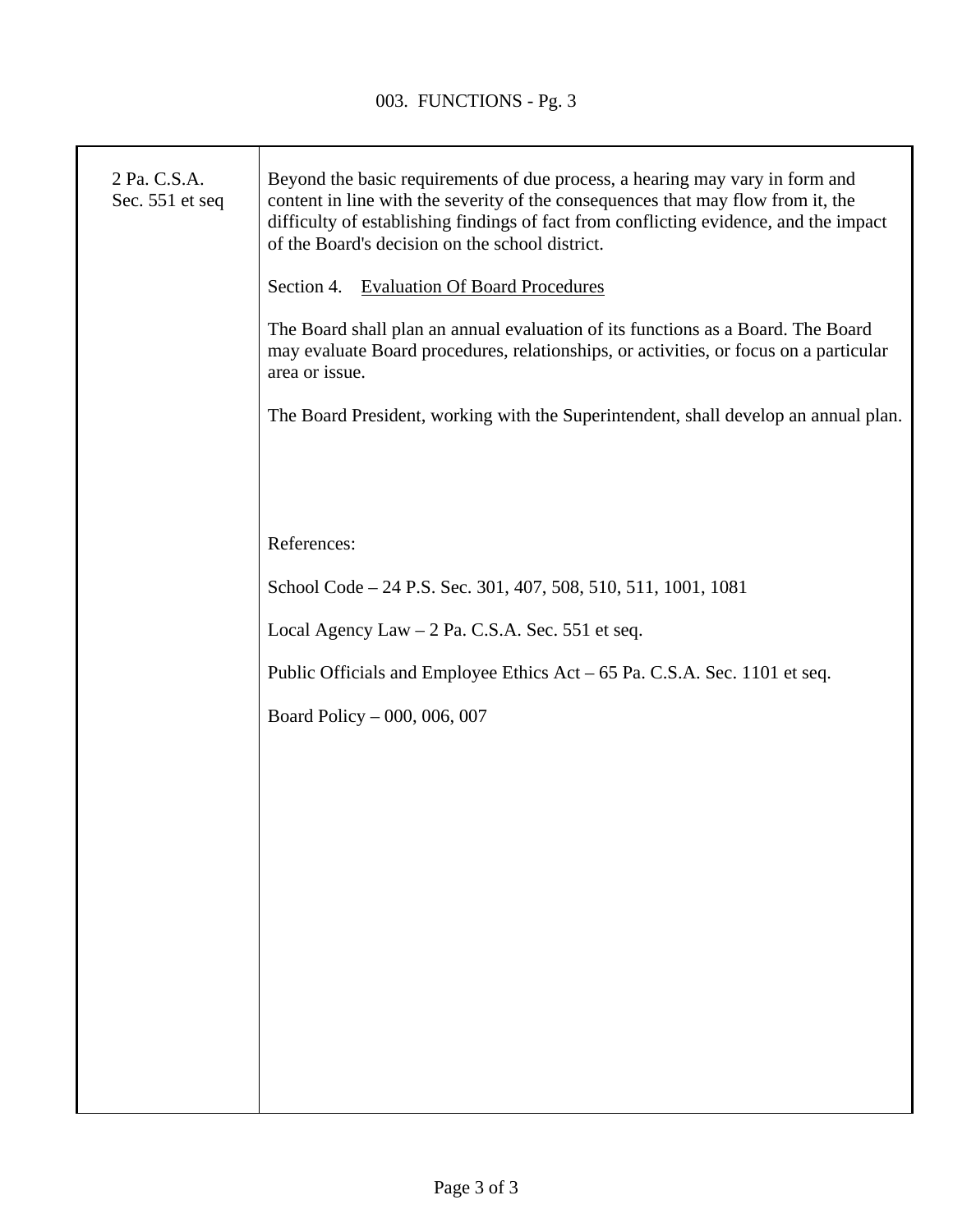2 Pa. C.S.A. Sec. 551 et seq

Beyond the basic requirements of due process, a hearing may vary in form and content in line with the severity of the consequences that may flow from it, the difficulty of establishing findings of fact from conflicting evidence, and the impact of the Board's decision on the school district.

Section 4. Evaluation Of Board Procedures

The Board shall plan an annual evaluation of its functions as a Board. The Board may evaluate Board procedures, relationships, or activities, or focus on a particular area or issue.

The Board President, working with the Superintendent, shall develop an annual plan.

References:

School Code – 24 P.S. Sec. 301, 407, 508, 510, 511, 1001, 1081

Local Agency Law – 2 Pa. C.S.A. Sec. 551 et seq.

Public Officials and Employee Ethics Act – 65 Pa. C.S.A. Sec. 1101 et seq.

Board Policy – 000, 006, 007